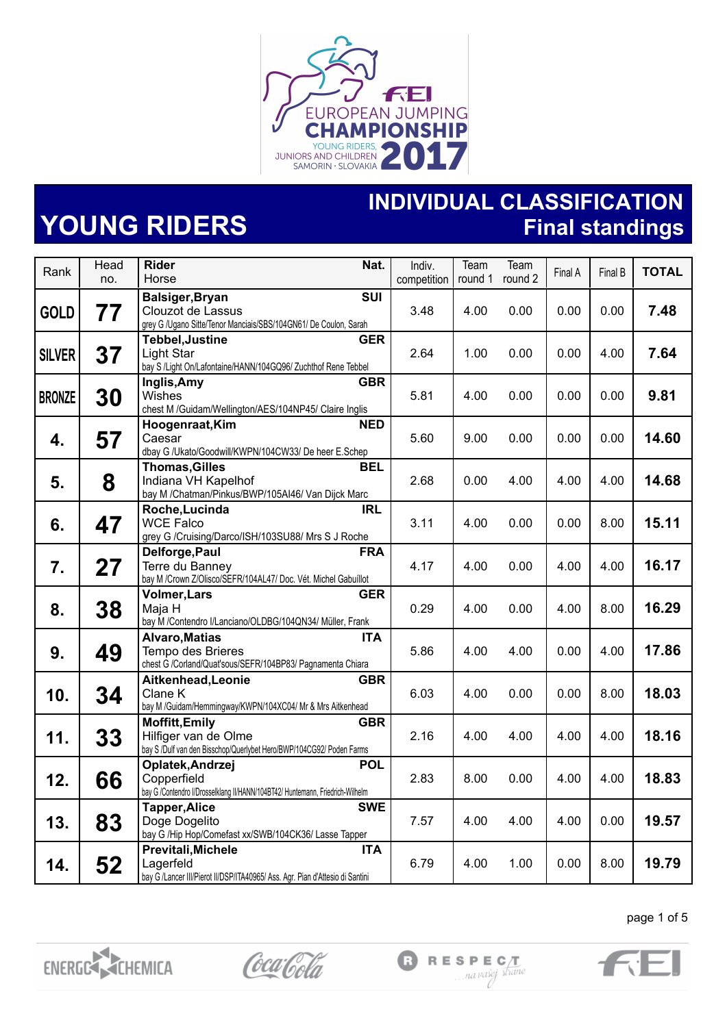FEI EUROPEAN JUMPING CHAMPIONSHIP
YOUNG RIDERS, JUNIORS AND CHILDREN
SAMORIN · SLOVAKIA 2017

# YOUNG RIDERS

## INDIVIDUAL CLASSIFICATION
## Final standings

| Rank | Head no. | Rider / Horse | Nat. | Indiv. competition | Team round 1 | Team round 2 | Final A | Final B | TOTAL |
|---|---|---|---|---|---|---|---|---|---|
| GOLD | 77 | **Balsiger,Bryan**<br>Clouzot de Lassus<br>grey G /Ugano Sitte/Tenor Manciais/SBS/104GN61/ De Coulon, Sarah | SUI | 3.48 | 4.00 | 0.00 | 0.00 | 0.00 | **7.48** |
| SILVER | 37 | **Tebbel,Justine**<br>Light Star<br>bay S /Light On/Lafontaine/HANN/104GQ96/ Zuchthof Rene Tebbel | GER | 2.64 | 1.00 | 0.00 | 0.00 | 4.00 | **7.64** |
| BRONZE | 30 | **Inglis,Amy**<br>Wishes<br>chest M /Guidam/Wellington/AES/104NP45/ Claire Inglis | GBR | 5.81 | 4.00 | 0.00 | 0.00 | 0.00 | **9.81** |
| 4. | 57 | **Hoogenraat,Kim**<br>Caesar<br>dbay G /Ukato/Goodwill/KWPN/104CW33/ De heer E.Schep | NED | 5.60 | 9.00 | 0.00 | 0.00 | 0.00 | **14.60** |
| 5. | 8 | **Thomas,Gilles**<br>Indiana VH Kapelhof<br>bay M /Chatman/Pinkus/BWP/105AI46/ Van Dijck Marc | BEL | 2.68 | 0.00 | 4.00 | 4.00 | 4.00 | **14.68** |
| 6. | 47 | **Roche,Lucinda**<br>WCE Falco<br>grey G /Cruising/Darco/ISH/103SU88/ Mrs S J Roche | IRL | 3.11 | 4.00 | 0.00 | 0.00 | 8.00 | **15.11** |
| 7. | 27 | **Delforge,Paul**<br>Terre du Banney<br>bay M /Crown Z/Olisco/SEFR/104AL47/ Doc. Vét. Michel Gabuillot | FRA | 4.17 | 4.00 | 0.00 | 4.00 | 4.00 | **16.17** |
| 8. | 38 | **Volmer,Lars**<br>Maja H<br>bay M /Contendro I/Lanciano/OLDBG/104QN34/ Müller, Frank | GER | 0.29 | 4.00 | 0.00 | 4.00 | 8.00 | **16.29** |
| 9. | 49 | **Alvaro,Matias**<br>Tempo des Brieres<br>chest G /Corland/Quat'sous/SEFR/104BP83/ Pagnamenta Chiara | ITA | 5.86 | 4.00 | 4.00 | 0.00 | 4.00 | **17.86** |
| 10. | 34 | **Aitkenhead,Leonie**<br>Clane K<br>bay M /Guidam/Hemmingway/KWPN/104XC04/ Mr & Mrs Aitkenhead | GBR | 6.03 | 4.00 | 0.00 | 0.00 | 8.00 | **18.03** |
| 11. | 33 | **Moffitt,Emily**<br>Hilfiger van de Olme<br>bay S /Dulf van den Bisschop/Querlybet Hero/BWP/104CG92/ Poden Farms | GBR | 2.16 | 4.00 | 4.00 | 4.00 | 4.00 | **18.16** |
| 12. | 66 | **Oplatek,Andrzej**<br>Copperfield<br>bay G /Contendro I/Drosselklang II/HANN/104BT42/ Huntemann, Friedrich-Wilhelm | POL | 2.83 | 8.00 | 0.00 | 4.00 | 4.00 | **18.83** |
| 13. | 83 | **Tapper,Alice**<br>Doge Dogelito<br>bay G /Hip Hop/Comefast xx/SWB/104CK36/ Lasse Tapper | SWE | 7.57 | 4.00 | 4.00 | 4.00 | 0.00 | **19.57** |
| 14. | 52 | **Previtali,Michele**<br>Lagerfeld<br>bay G /Lancer III/Pierot II/DSP/ITA40965/ Ass. Agr. Pian d'Attesio di Santini | ITA | 6.79 | 4.00 | 1.00 | 0.00 | 8.00 | **19.79** |

ENERGOCHEMICA · Coca-Cola · RESPECT ...na vašej strane · FEI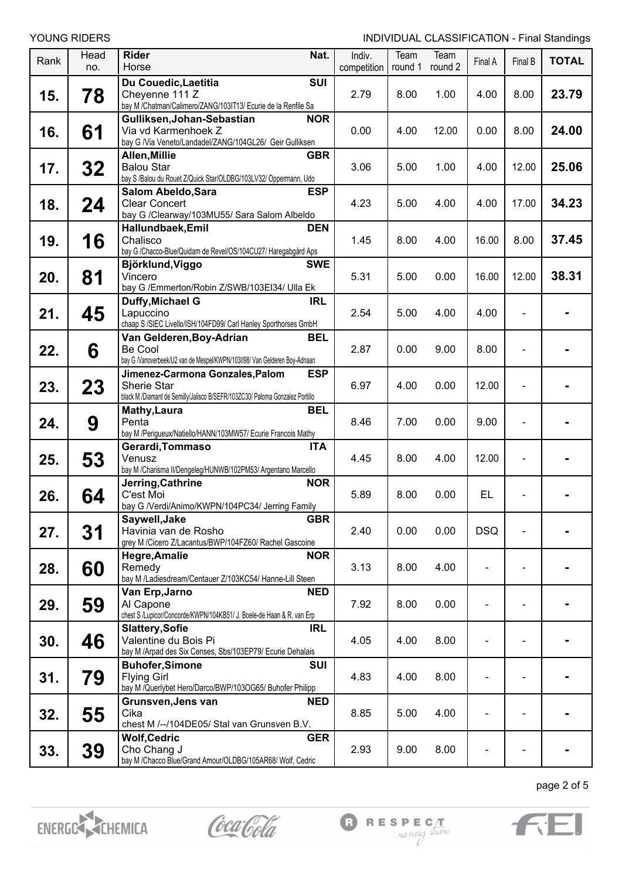YOUNG RIDERS

INDIVIDUAL CLASSIFICATION - Final Standings

| Rank | Head no. | Rider / Horse | Nat. | Indiv. competition | Team round 1 | Team round 2 | Final A | Final B | TOTAL |
|---|---|---|---|---|---|---|---|---|---|
| **15.** | **78** | **Du Couedic,Laetitia**<br>Cheyenne 111 Z<br>bay M /Chatman/Calimero/ZANG/103IT13/ Ecurie de la Renfile Sa | **SUI** | 2.79 | 8.00 | 1.00 | 4.00 | 8.00 | **23.79** |
| **16.** | **61** | **Gulliksen,Johan-Sebastian**<br>Via vd Karmenhoek Z<br>bay G /Via Veneto/Landadel/ZANG/104GL26/ Geir Gulliksen | **NOR** | 0.00 | 4.00 | 12.00 | 0.00 | 8.00 | **24.00** |
| **17.** | **32** | **Allen,Millie**<br>Balou Star<br>bay S /Balou du Rouet Z/Quick Star/OLDBG/103LV32/ Oppermann, Udo | **GBR** | 3.06 | 5.00 | 1.00 | 4.00 | 12.00 | **25.06** |
| **18.** | **24** | **Salom Abeldo,Sara**<br>Clear Concert<br>bay G /Clearway/103MU55/ Sara Salom Albeldo | **ESP** | 4.23 | 5.00 | 4.00 | 4.00 | 17.00 | **34.23** |
| **19.** | **16** | **Hallundbaek,Emil**<br>Chalisco<br>bay G /Chacco-Blue/Quidam de Revel/OS/104CU27/ Haregabgård Aps | **DEN** | 1.45 | 8.00 | 4.00 | 16.00 | 8.00 | **37.45** |
| **20.** | **81** | **Björklund,Viggo**<br>Vincero<br>bay G /Emmerton/Robin Z/SWB/103EI34/ Ulla Ek | **SWE** | 5.31 | 5.00 | 0.00 | 16.00 | 12.00 | **38.31** |
| **21.** | **45** | **Duffy,Michael G**<br>Lapuccino<br>chaap S /SIEC Livello/ISH/104FD99/ Carl Hanley Sporthorses GmbH | **IRL** | 2.54 | 5.00 | 4.00 | 4.00 | - | **-** |
| **22.** | **6** | **Van Gelderen,Boy-Adrian**<br>Be Cool<br>bay G /Vanoverbeek/U2 van de Mespel/KWPN/103II98/ Van Gelderen Boy-Adriaan | **BEL** | 2.87 | 0.00 | 9.00 | 8.00 | - | **-** |
| **23.** | **23** | **Jimenez-Carmona Gonzales,Palom**<br>Sherie Star<br>black M /Diamant de Semilly/Jalisco B/SEFR/103ZC30/ Paloma Gonzalez Portillo | **ESP** | 6.97 | 4.00 | 0.00 | 12.00 | - | **-** |
| **24.** | **9** | **Mathy,Laura**<br>Penta<br>bay M /Perigueux/Natiello/HANN/103MW57/ Ecurie Francois Mathy | **BEL** | 8.46 | 7.00 | 0.00 | 9.00 | - | **-** |
| **25.** | **53** | **Gerardi,Tommaso**<br>Venusz<br>bay M /Charisma II/Dengeleg/HUNWB/102PM53/ Argentano Marcello | **ITA** | 4.45 | 8.00 | 4.00 | 12.00 | - | **-** |
| **26.** | **64** | **Jerring,Cathrine**<br>C'est Moi<br>bay G /Verdi/Animo/KWPN/104PC34/ Jerring Family | **NOR** | 5.89 | 8.00 | 0.00 | EL | - | **-** |
| **27.** | **31** | **Saywell,Jake**<br>Havinia van de Rosho<br>grey M /Cicero Z/Lacantus/BWP/104FZ60/ Rachel Gascoine | **GBR** | 2.40 | 0.00 | 0.00 | DSQ | - | **-** |
| **28.** | **60** | **Hegre,Amalie**<br>Remedy<br>bay M /Ladiesdream/Centauer Z/103KC54/ Hanne-Lill Steen | **NOR** | 3.13 | 8.00 | 4.00 | - | - | **-** |
| **29.** | **59** | **Van Erp,Jarno**<br>Al Capone<br>chest S /Lupicor/Concorde/KWPN/104KB51/ J. Boele-de Haan & R. van Erp | **NED** | 7.92 | 8.00 | 0.00 | - | - | **-** |
| **30.** | **46** | **Slattery,Sofie**<br>Valentine du Bois Pi<br>bay M /Arpad des Six Censes, Sbs/103EP79/ Ecurie Dehalais | **IRL** | 4.05 | 4.00 | 8.00 | - | - | **-** |
| **31.** | **79** | **Buhofer,Simone**<br>Flying Girl<br>bay M /Querlybet Hero/Darco/BWP/103OG65/ Buhofer Philipp | **SUI** | 4.83 | 4.00 | 8.00 | - | - | **-** |
| **32.** | **55** | **Grunsven,Jens van**<br>Cika<br>chest M /--/104DE05/ Stal van Grunsven B.V. | **NED** | 8.85 | 5.00 | 4.00 | - | - | **-** |
| **33.** | **39** | **Wolf,Cedric**<br>Cho Chang J<br>bay M /Chacco Blue/Grand Amour/OLDBG/105AR68/ Wolf, Cedric | **GER** | 2.93 | 9.00 | 8.00 | - | - | **-** |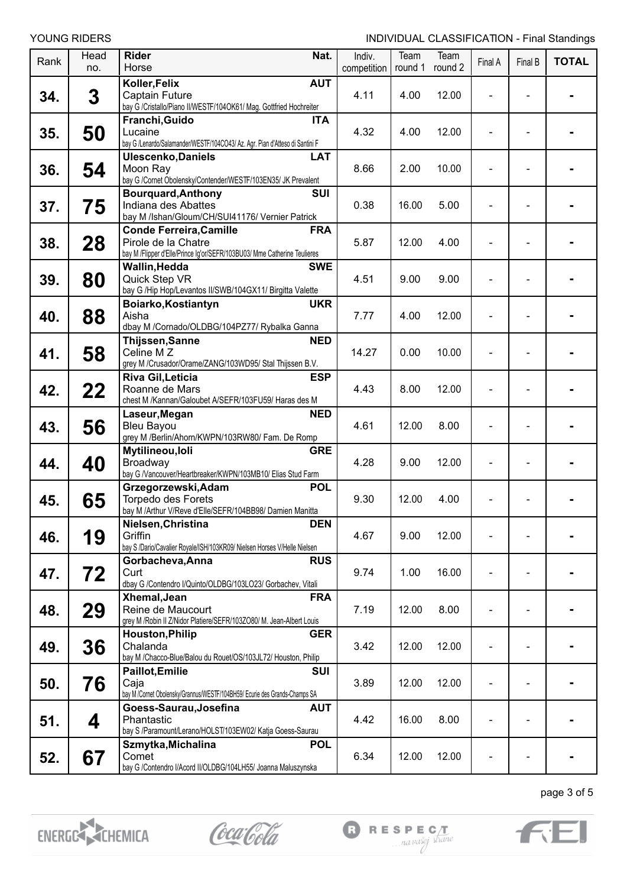YOUNG RIDERS

INDIVIDUAL CLASSIFICATION - Final Standings

| Rank | Head no. | Rider / Horse | Nat. | Indiv. competition | Team round 1 | Team round 2 | Final A | Final B | TOTAL |
|---|---|---|---|---|---|---|---|---|---|
| 34. | 3 | **Koller,Felix**<br>Captain Future<br>bay G /Cristallo/Piano II/WESTF/104OK61/ Mag. Gottfried Hochreiter | AUT | 4.11 | 4.00 | 12.00 | - | - | - |
| 35. | 50 | **Franchi,Guido**<br>Lucaine<br>bay G /Lenardo/Salamander/WESTF/104CO43/ Az. Agr. Pian d'Atteso di Santini F | ITA | 4.32 | 4.00 | 12.00 | - | - | - |
| 36. | 54 | **Ulescenko,Daniels**<br>Moon Ray<br>bay G /Cornet Obolensky/Contender/WESTF/103EN35/ JK Prevalent | LAT | 8.66 | 2.00 | 10.00 | - | - | - |
| 37. | 75 | **Bourquard,Anthony**<br>Indiana des Abattes<br>bay M /Ishan/Gloum/CH/SUI41176/ Vernier Patrick | SUI | 0.38 | 16.00 | 5.00 | - | - | - |
| 38. | 28 | **Conde Ferreira,Camille**<br>Pirole de la Chatre<br>bay M /Flipper d'Elle/Prince Ig'or/SEFR/103BU03/ Mme Catherine Teulieres | FRA | 5.87 | 12.00 | 4.00 | - | - | - |
| 39. | 80 | **Wallin,Hedda**<br>Quick Step VR<br>bay G /Hip Hop/Levantos II/SWB/104GX11/ Birgitta Valette | SWE | 4.51 | 9.00 | 9.00 | - | - | - |
| 40. | 88 | **Boiarko,Kostiantyn**<br>Aisha<br>dbay M /Cornado/OLDBG/104PZ77/ Rybalka Ganna | UKR | 7.77 | 4.00 | 12.00 | - | - | - |
| 41. | 58 | **Thijssen,Sanne**<br>Celine M Z<br>grey M /Crusador/Orame/ZANG/103WD95/ Stal Thijssen B.V. | NED | 14.27 | 0.00 | 10.00 | - | - | - |
| 42. | 22 | **Riva Gil,Leticia**<br>Roanne de Mars<br>chest M /Kannan/Galoubet A/SEFR/103FU59/ Haras des M | ESP | 4.43 | 8.00 | 12.00 | - | - | - |
| 43. | 56 | **Laseur,Megan**<br>Bleu Bayou<br>grey M /Berlin/Ahorn/KWPN/103RW80/ Fam. De Romp | NED | 4.61 | 12.00 | 8.00 | - | - | - |
| 44. | 40 | **Mytilineou,Ioli**<br>Broadway<br>bay G /Vancouver/Heartbreaker/KWPN/103MB10/ Elias Stud Farm | GRE | 4.28 | 9.00 | 12.00 | - | - | - |
| 45. | 65 | **Grzegorzewski,Adam**<br>Torpedo des Forets<br>bay M /Arthur V/Reve d'Elle/SEFR/104BB98/ Damien Manitta | POL | 9.30 | 12.00 | 4.00 | - | - | - |
| 46. | 19 | **Nielsen,Christina**<br>Griffin<br>bay S /Dario/Cavalier Royale/ISH/103KR09/ Nielsen Horses V/Helle Nielsen | DEN | 4.67 | 9.00 | 12.00 | - | - | - |
| 47. | 72 | **Gorbacheva,Anna**<br>Curt<br>dbay G /Contendro I/Quinto/OLDBG/103LO23/ Gorbachev, Vitali | RUS | 9.74 | 1.00 | 16.00 | - | - | - |
| 48. | 29 | **Xhemal,Jean**<br>Reine de Maucourt<br>grey M /Robin II Z/Nidor Platiere/SEFR/103ZO80/ M. Jean-Albert Louis | FRA | 7.19 | 12.00 | 8.00 | - | - | - |
| 49. | 36 | **Houston,Philip**<br>Chalanda<br>bay M /Chacco-Blue/Balou du Rouet/OS/103JL72/ Houston, Philip | GER | 3.42 | 12.00 | 12.00 | - | - | - |
| 50. | 76 | **Paillot,Emilie**<br>Caja<br>bay M /Cornet Obolensky/Grannus/WESTF/104BH59/ Ecurie des Grands-Champs SA | SUI | 3.89 | 12.00 | 12.00 | - | - | - |
| 51. | 4 | **Goess-Saurau,Josefina**<br>Phantastic<br>bay S /Paramount/Lerano/HOLST/103EW02/ Katja Goess-Saurau | AUT | 4.42 | 16.00 | 8.00 | - | - | - |
| 52. | 67 | **Szmytka,Michalina**<br>Comet<br>bay G /Contendro I/Acord II/OLDBG/104LH55/ Joanna Maluszynska | POL | 6.34 | 12.00 | 12.00 | - | - | - |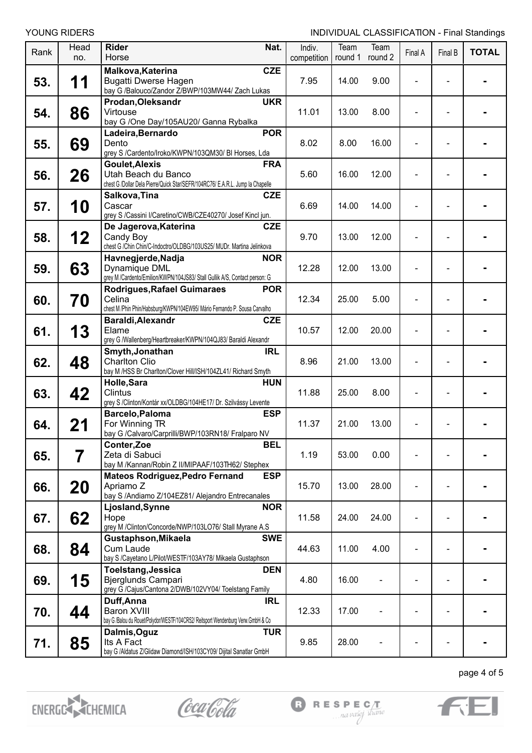YOUNG RIDERS

INDIVIDUAL CLASSIFICATION - Final Standings

| Rank | Head no. | Rider / Horse | Nat. | Indiv. competition | Team round 1 | Team round 2 | Final A | Final B | TOTAL |
|---|---|---|---|---|---|---|---|---|---|
| 53. | 11 | **Malkova,Katerina**<br>Bugatti Dwerse Hagen<br>bay G /Balouco/Zandor Z/BWP/103MW44/ Zach Lukas | CZE | 7.95 | 14.00 | 9.00 | - | - | - |
| 54. | 86 | **Prodan,Oleksandr**<br>Virtouse<br>bay G /One Day/105AU20/ Ganna Rybalka | UKR | 11.01 | 13.00 | 8.00 | - | - | - |
| 55. | 69 | **Ladeira,Bernardo**<br>Dento<br>grey S /Cardento/Iroko/KWPN/103QM30/ BI Horses, Lda | POR | 8.02 | 8.00 | 16.00 | - | - | - |
| 56. | 26 | **Goulet,Alexis**<br>Utah Beach du Banco<br>chest G /Dollar Dela Pierre/Quick Star/SEFR/104RC76/ E.A.R.L. Jump la Chapelle | FRA | 5.60 | 16.00 | 12.00 | - | - | - |
| 57. | 10 | **Salkova,Tina**<br>Cascar<br>grey S /Cassini I/Caretino/CWB/CZE40270/ Josef Kincl jun. | CZE | 6.69 | 14.00 | 14.00 | - | - | - |
| 58. | 12 | **De Jagerova,Katerina**<br>Candy Boy<br>chest G /Chin Chin/C-Indoctro/OLDBG/103US25/ MUDr. Martina Jelinkova | CZE | 9.70 | 13.00 | 12.00 | - | - | - |
| 59. | 63 | **Havnegjerde,Nadja**<br>Dynamique DML<br>grey M /Cardento/Emilion/KWPN/104JS83/ Stall Gullik A/S, Contact person: G | NOR | 12.28 | 12.00 | 13.00 | - | - | - |
| 60. | 70 | **Rodrigues,Rafael Guimaraes**<br>Celina<br>chest M /Phin Phin/Habsburg/KWPN/104EW95/ Mário Fernando P. Sousa Carvalho | POR | 12.34 | 25.00 | 5.00 | - | - | - |
| 61. | 13 | **Baraldi,Alexandr**<br>Elame<br>grey G /Wallenberg/Heartbreaker/KWPN/104QJ83/ Baraldi Alexandr | CZE | 10.57 | 12.00 | 20.00 | - | - | - |
| 62. | 48 | **Smyth,Jonathan**<br>Charlton Clio<br>bay M /HSS Br Charlton/Clover Hill/ISH/104ZL41/ Richard Smyth | IRL | 8.96 | 21.00 | 13.00 | - | - | - |
| 63. | 42 | **Holle,Sara**<br>Clintus<br>grey S /Clinton/Kontár xx/OLDBG/104HE17/ Dr. Szilvássy Levente | HUN | 11.88 | 25.00 | 8.00 | - | - | - |
| 64. | 21 | **Barcelo,Paloma**<br>For Winning TR<br>bay G /Calvaro/Carprilli/BWP/103RN18/ Fralparo NV | ESP | 11.37 | 21.00 | 13.00 | - | - | - |
| 65. | 7 | **Conter,Zoe**<br>Zeta di Sabuci<br>bay M /Kannan/Robin Z II/MIPAAF/103TH62/ Stephex | BEL | 1.19 | 53.00 | 0.00 | - | - | - |
| 66. | 20 | **Mateos Rodriguez,Pedro Fernand**<br>Apriamo Z<br>bay S /Andiamo Z/104EZ81/ Alejandro Entrecanales | ESP | 15.70 | 13.00 | 28.00 | - | - | - |
| 67. | 62 | **Ljosland,Synne**<br>Hope<br>grey M /Clinton/Concorde/NWP/103LO76/ Stall Myrane A.S | NOR | 11.58 | 24.00 | 24.00 | - | - | - |
| 68. | 84 | **Gustaphson,Mikaela**<br>Cum Laude<br>bay S /Cayetano L/Pilot/WESTF/103AY78/ Mikaela Gustaphson | SWE | 44.63 | 11.00 | 4.00 | - | - | - |
| 69. | 15 | **Toelstang,Jessica**<br>Bjerglunds Campari<br>grey G /Cajus/Cantona 2/DWB/102VY04/ Toelstang Family | DEN | 4.80 | 16.00 | - | - | - | - |
| 70. | 44 | **Duff,Anna**<br>Baron XVIII<br>bay G /Balou du Rouet/Polydor/WESTF/104CR52/ Reitsport Wendenburg Verw.GmbH & Co | IRL | 12.33 | 17.00 | - | - | - | - |
| 71. | 85 | **Dalmis,Oguz**<br>Its A Fact<br>bay G /Aldatus Z/Glidaw Diamond/ISH/103CY09/ Dijital Sanatlar GmbH | TUR | 9.85 | 28.00 | - | - | - | - |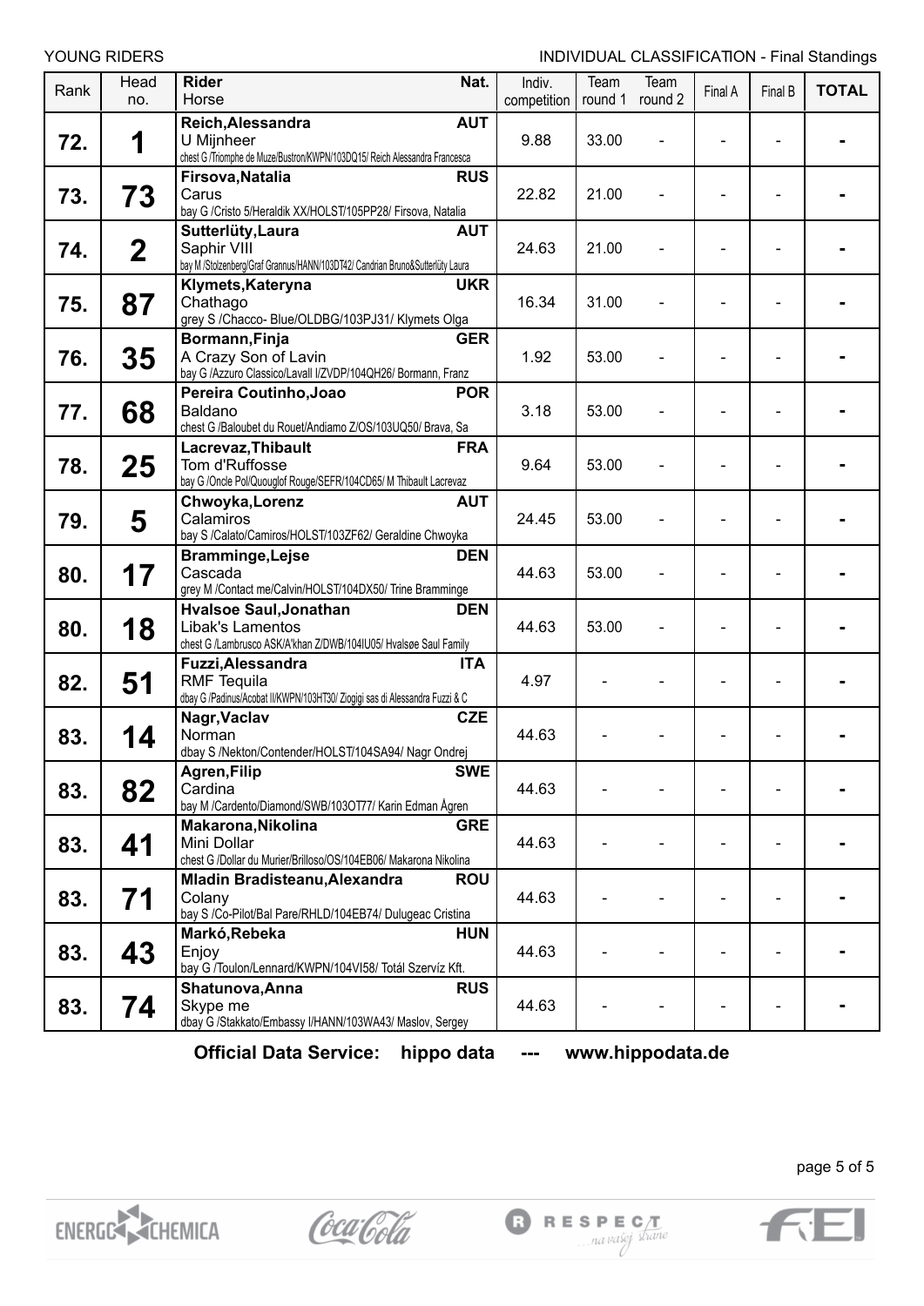YOUNG RIDERS — INDIVIDUAL CLASSIFICATION - Final Standings

| Rank | Head no. | Rider / Horse | Nat. | Indiv. competition | Team round 1 | Team round 2 | Final A | Final B | TOTAL |
|---|---|---|---|---|---|---|---|---|---|
| 72. | 1 | **Reich,Alessandra**<br>U Mijnheer<br>chest G /Triomphe de Muze/Bustron/KWPN/103DQ15/ Reich Alessandra Francesca | AUT | 9.88 | 33.00 | - | - | - | - |
| 73. | 73 | **Firsova,Natalia**<br>Carus<br>bay G /Cristo 5/Heraldik XX/HOLST/105PP28/ Firsova, Natalia | RUS | 22.82 | 21.00 | - | - | - | - |
| 74. | 2 | **Sutterlüty,Laura**<br>Saphir VIII<br>bay M /Stolzenberg/Graf Grannus/HANN/103DT42/ Candrian Bruno&Sutterlüty Laura | AUT | 24.63 | 21.00 | - | - | - | - |
| 75. | 87 | **Klymets,Kateryna**<br>Chathago<br>grey S /Chacco- Blue/OLDBG/103PJ31/ Klymets Olga | UKR | 16.34 | 31.00 | - | - | - | - |
| 76. | 35 | **Bormann,Finja**<br>A Crazy Son of Lavin<br>bay G /Azzuro Classico/Lavall I/ZVDP/104QH26/ Bormann, Franz | GER | 1.92 | 53.00 | - | - | - | - |
| 77. | 68 | **Pereira Coutinho,Joao**<br>Baldano<br>chest G /Baloubet du Rouet/Andiamo Z/OS/103UQ50/ Brava, Sa | POR | 3.18 | 53.00 | - | - | - | - |
| 78. | 25 | **Lacrevaz,Thibault**<br>Tom d'Ruffosse<br>bay G /Oncle Pol/Quouglof Rouge/SEFR/104CD65/ M Thibault Lacrevaz | FRA | 9.64 | 53.00 | - | - | - | - |
| 79. | 5 | **Chwoyka,Lorenz**<br>Calamiros<br>bay S /Calato/Camiros/HOLST/103ZF62/ Geraldine Chwoyka | AUT | 24.45 | 53.00 | - | - | - | - |
| 80. | 17 | **Bramminge,Lejse**<br>Cascada<br>grey M /Contact me/Calvin/HOLST/104DX50/ Trine Bramminge | DEN | 44.63 | 53.00 | - | - | - | - |
| 80. | 18 | **Hvalsoe Saul,Jonathan**<br>Libak's Lamentos<br>chest G /Lambrusco ASK/A'khan Z/DWB/104IU05/ Hvalsøe Saul Family | DEN | 44.63 | 53.00 | - | - | - | - |
| 82. | 51 | **Fuzzi,Alessandra**<br>RMF Tequila<br>dbay G /Padinus/Acobat II/KWPN/103HT30/ Ziogigi sas di Alessandra Fuzzi & C | ITA | 4.97 | - | - | - | - | - |
| 83. | 14 | **Nagr,Vaclav**<br>Norman<br>dbay S /Nekton/Contender/HOLST/104SA94/ Nagr Ondrej | CZE | 44.63 | - | - | - | - | - |
| 83. | 82 | **Agren,Filip**<br>Cardina<br>bay M /Cardento/Diamond/SWB/103OT77/ Karin Edman Ågren | SWE | 44.63 | - | - | - | - | - |
| 83. | 41 | **Makarona,Nikolina**<br>Mini Dollar<br>chest G /Dollar du Murier/Brilloso/OS/104EB06/ Makarona Nikolina | GRE | 44.63 | - | - | - | - | - |
| 83. | 71 | **Mladin Bradisteanu,Alexandra**<br>Colany<br>bay S /Co-Pilot/Bal Pare/RHLD/104EB74/ Dulugeac Cristina | ROU | 44.63 | - | - | - | - | - |
| 83. | 43 | **Markó,Rebeka**<br>Enjoy<br>bay G /Toulon/Lennard/KWPN/104VI58/ Totál Szervíz Kft. | HUN | 44.63 | - | - | - | - | - |
| 83. | 74 | **Shatunova,Anna**<br>Skype me<br>dbay G /Stakkato/Embassy I/HANN/103WA43/ Maslov, Sergey | RUS | 44.63 | - | - | - | - | - |

**Official Data Service: hippo data --- www.hippodata.de**